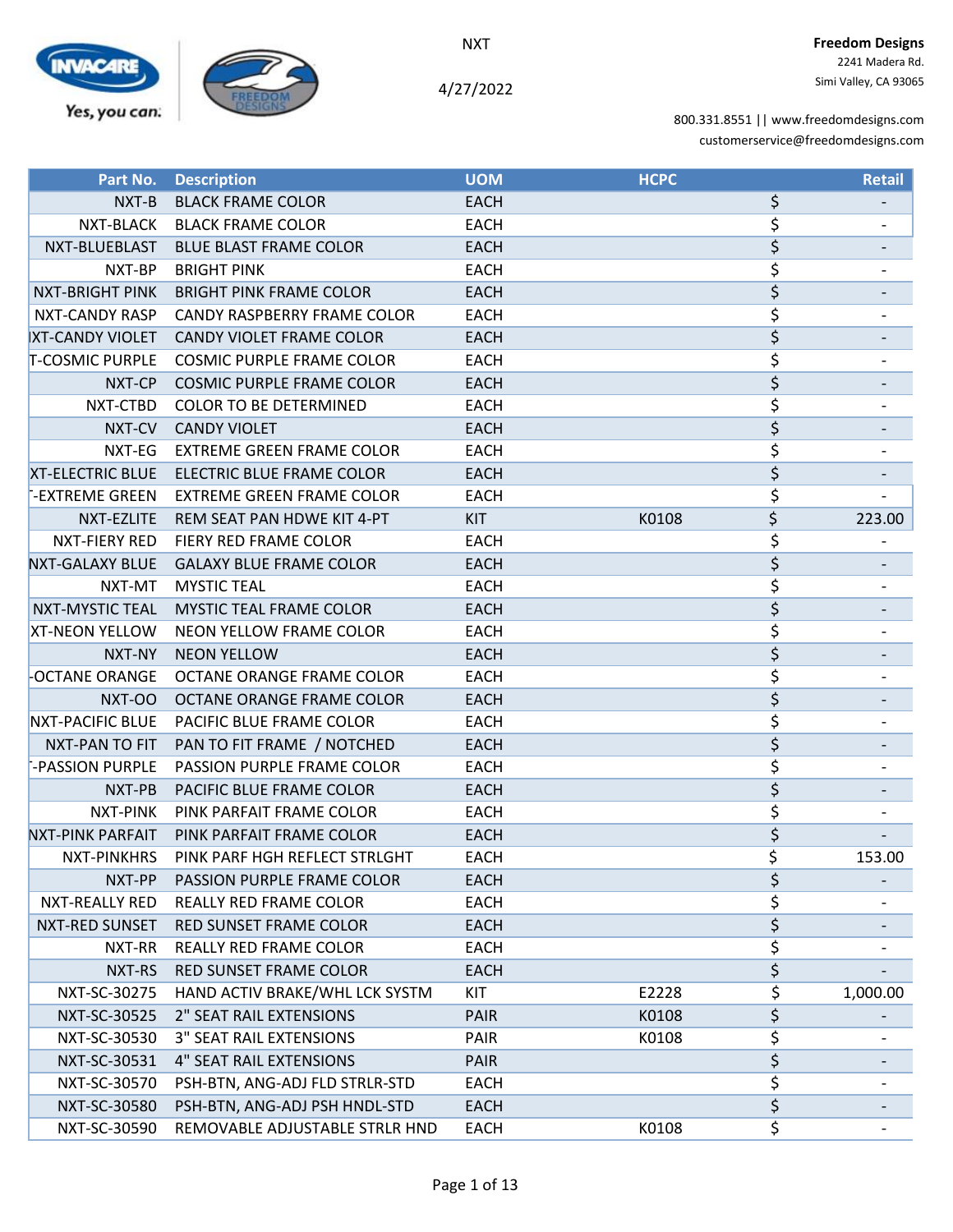NXT

4/27/2022

**Freedom Designs**
2241 Madera Rd.
Simi Valley, CA 93065

800.331.8551 || www.freedomdesigns.com
customerservice@freedomdesigns.com

| Part No. | Description | UOM | HCPC | Retail |
|---|---|---|---|---|
| NXT-B | BLACK FRAME COLOR | EACH | | $ - |
| NXT-BLACK | BLACK FRAME COLOR | EACH | | $ - |
| NXT-BLUEBLAST | BLUE BLAST FRAME COLOR | EACH | | $ - |
| NXT-BP | BRIGHT PINK | EACH | | $ - |
| NXT-BRIGHT PINK | BRIGHT PINK FRAME COLOR | EACH | | $ - |
| NXT-CANDY RASP | CANDY RASPBERRY FRAME COLOR | EACH | | $ - |
| IXT-CANDY VIOLET | CANDY VIOLET FRAME COLOR | EACH | | $ - |
| T-COSMIC PURPLE | COSMIC PURPLE FRAME COLOR | EACH | | $ - |
| NXT-CP | COSMIC PURPLE FRAME COLOR | EACH | | $ - |
| NXT-CTBD | COLOR TO BE DETERMINED | EACH | | $ - |
| NXT-CV | CANDY VIOLET | EACH | | $ - |
| NXT-EG | EXTREME GREEN FRAME COLOR | EACH | | $ - |
| XT-ELECTRIC BLUE | ELECTRIC BLUE FRAME COLOR | EACH | | $ - |
| -EXTREME GREEN | EXTREME GREEN FRAME COLOR | EACH | | $ - |
| NXT-EZLITE | REM SEAT PAN HDWE KIT 4-PT | KIT | K0108 | $ 223.00 |
| NXT-FIERY RED | FIERY RED FRAME COLOR | EACH | | $ - |
| NXT-GALAXY BLUE | GALAXY BLUE FRAME COLOR | EACH | | $ - |
| NXT-MT | MYSTIC TEAL | EACH | | $ - |
| NXT-MYSTIC TEAL | MYSTIC TEAL FRAME COLOR | EACH | | $ - |
| XT-NEON YELLOW | NEON YELLOW FRAME COLOR | EACH | | $ - |
| NXT-NY | NEON YELLOW | EACH | | $ - |
| -OCTANE ORANGE | OCTANE ORANGE FRAME COLOR | EACH | | $ - |
| NXT-OO | OCTANE ORANGE FRAME COLOR | EACH | | $ - |
| NXT-PACIFIC BLUE | PACIFIC BLUE FRAME COLOR | EACH | | $ - |
| NXT-PAN TO FIT | PAN TO FIT FRAME / NOTCHED | EACH | | $ - |
| -PASSION PURPLE | PASSION PURPLE FRAME COLOR | EACH | | $ - |
| NXT-PB | PACIFIC BLUE FRAME COLOR | EACH | | $ - |
| NXT-PINK | PINK PARFAIT FRAME COLOR | EACH | | $ - |
| NXT-PINK PARFAIT | PINK PARFAIT FRAME COLOR | EACH | | $ - |
| NXT-PINKHRS | PINK PARF HGH REFLECT STRLGHT | EACH | | $ 153.00 |
| NXT-PP | PASSION PURPLE FRAME COLOR | EACH | | $ - |
| NXT-REALLY RED | REALLY RED FRAME COLOR | EACH | | $ - |
| NXT-RED SUNSET | RED SUNSET FRAME COLOR | EACH | | $ - |
| NXT-RR | REALLY RED FRAME COLOR | EACH | | $ - |
| NXT-RS | RED SUNSET FRAME COLOR | EACH | | $ - |
| NXT-SC-30275 | HAND ACTIV BRAKE/WHL LCK SYSTM | KIT | E2228 | $ 1,000.00 |
| NXT-SC-30525 | 2" SEAT RAIL EXTENSIONS | PAIR | K0108 | $ - |
| NXT-SC-30530 | 3" SEAT RAIL EXTENSIONS | PAIR | K0108 | $ - |
| NXT-SC-30531 | 4" SEAT RAIL EXTENSIONS | PAIR | | $ - |
| NXT-SC-30570 | PSH-BTN, ANG-ADJ FLD STRLR-STD | EACH | | $ - |
| NXT-SC-30580 | PSH-BTN, ANG-ADJ PSH HNDL-STD | EACH | | $ - |
| NXT-SC-30590 | REMOVABLE ADJUSTABLE STRLR HND | EACH | K0108 | $ - |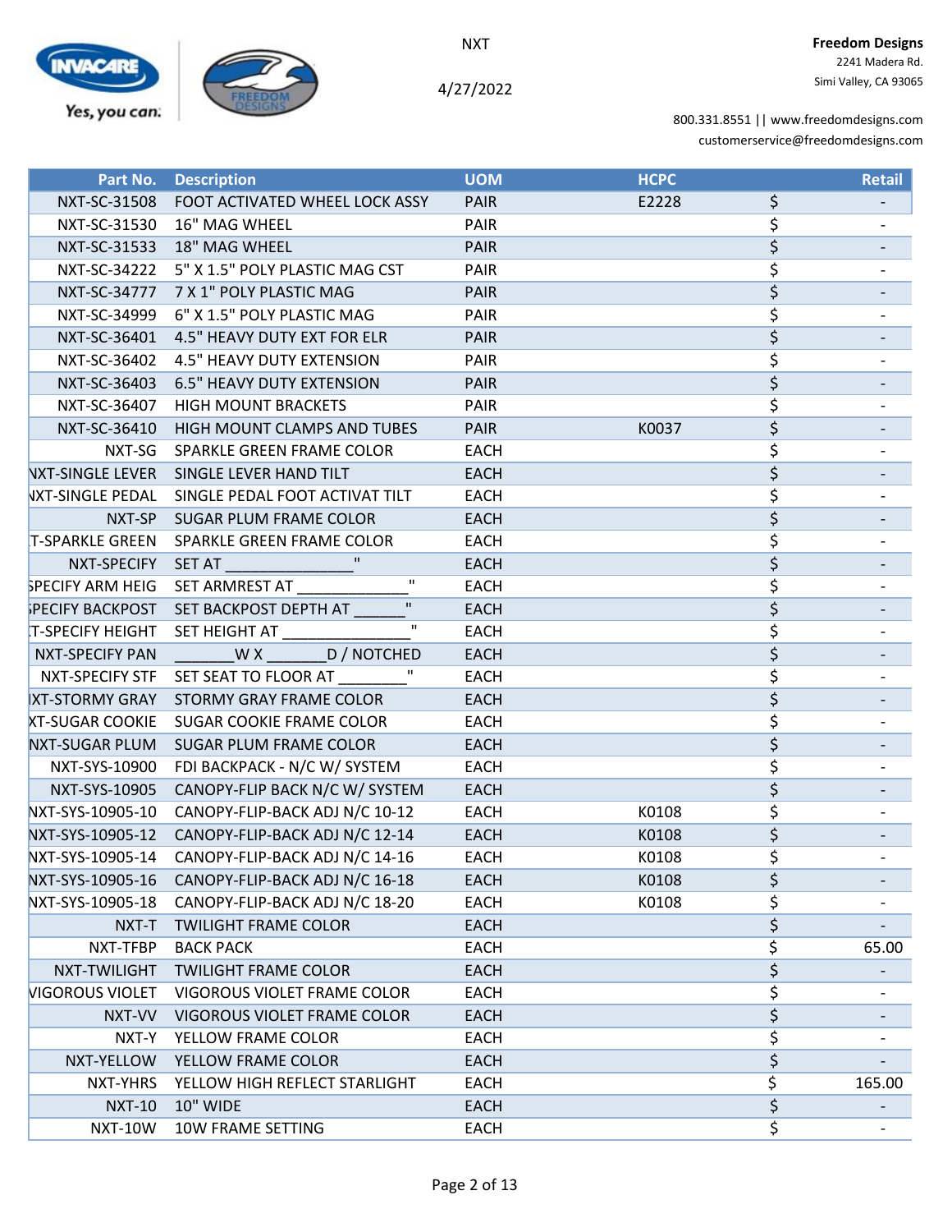NXT

4/27/2022

**Freedom Designs**
2241 Madera Rd.
Simi Valley, CA 93065

800.331.8551 || www.freedomdesigns.com
customerservice@freedomdesigns.com

| Part No. | Description | UOM | HCPC | Retail |
|---|---|---|---|---|
| NXT-SC-31508 | FOOT ACTIVATED WHEEL LOCK ASSY | PAIR | E2228 | $ - |
| NXT-SC-31530 | 16" MAG WHEEL | PAIR | | $ - |
| NXT-SC-31533 | 18" MAG WHEEL | PAIR | | $ - |
| NXT-SC-34222 | 5" X 1.5" POLY PLASTIC MAG CST | PAIR | | $ - |
| NXT-SC-34777 | 7 X 1" POLY PLASTIC MAG | PAIR | | $ - |
| NXT-SC-34999 | 6" X 1.5" POLY PLASTIC MAG | PAIR | | $ - |
| NXT-SC-36401 | 4.5" HEAVY DUTY EXT FOR ELR | PAIR | | $ - |
| NXT-SC-36402 | 4.5" HEAVY DUTY EXTENSION | PAIR | | $ - |
| NXT-SC-36403 | 6.5" HEAVY DUTY EXTENSION | PAIR | | $ - |
| NXT-SC-36407 | HIGH MOUNT BRACKETS | PAIR | | $ - |
| NXT-SC-36410 | HIGH MOUNT CLAMPS AND TUBES | PAIR | K0037 | $ - |
| NXT-SG | SPARKLE GREEN FRAME COLOR | EACH | | $ - |
| NXT-SINGLE LEVER | SINGLE LEVER HAND TILT | EACH | | $ - |
| NXT-SINGLE PEDAL | SINGLE PEDAL FOOT ACTIVAT TILT | EACH | | $ - |
| NXT-SP | SUGAR PLUM FRAME COLOR | EACH | | $ - |
| T-SPARKLE GREEN | SPARKLE GREEN FRAME COLOR | EACH | | $ - |
| NXT-SPECIFY | SET AT _______________" | EACH | | $ - |
| SPECIFY ARM HEIG | SET ARMREST AT _____________" | EACH | | $ - |
| PECIFY BACKPOST | SET BACKPOST DEPTH AT ______" | EACH | | $ - |
| T-SPECIFY HEIGHT | SET HEIGHT AT _______________" | EACH | | $ - |
| NXT-SPECIFY PAN | _______W X _______D / NOTCHED | EACH | | $ - |
| NXT-SPECIFY STF | SET SEAT TO FLOOR AT ________" | EACH | | $ - |
| XT-STORMY GRAY | STORMY GRAY FRAME COLOR | EACH | | $ - |
| XT-SUGAR COOKIE | SUGAR COOKIE FRAME COLOR | EACH | | $ - |
| NXT-SUGAR PLUM | SUGAR PLUM FRAME COLOR | EACH | | $ - |
| NXT-SYS-10900 | FDI BACKPACK - N/C W/ SYSTEM | EACH | | $ - |
| NXT-SYS-10905 | CANOPY-FLIP BACK N/C W/ SYSTEM | EACH | | $ - |
| NXT-SYS-10905-10 | CANOPY-FLIP-BACK ADJ N/C 10-12 | EACH | K0108 | $ - |
| NXT-SYS-10905-12 | CANOPY-FLIP-BACK ADJ N/C 12-14 | EACH | K0108 | $ - |
| NXT-SYS-10905-14 | CANOPY-FLIP-BACK ADJ N/C 14-16 | EACH | K0108 | $ - |
| NXT-SYS-10905-16 | CANOPY-FLIP-BACK ADJ N/C 16-18 | EACH | K0108 | $ - |
| NXT-SYS-10905-18 | CANOPY-FLIP-BACK ADJ N/C 18-20 | EACH | K0108 | $ - |
| NXT-T | TWILIGHT FRAME COLOR | EACH | | $ - |
| NXT-TFBP | BACK PACK | EACH | | $ 65.00 |
| NXT-TWILIGHT | TWILIGHT FRAME COLOR | EACH | | $ - |
| VIGOROUS VIOLET | VIGOROUS VIOLET FRAME COLOR | EACH | | $ - |
| NXT-VV | VIGOROUS VIOLET FRAME COLOR | EACH | | $ - |
| NXT-Y | YELLOW FRAME COLOR | EACH | | $ - |
| NXT-YELLOW | YELLOW FRAME COLOR | EACH | | $ - |
| NXT-YHRS | YELLOW HIGH REFLECT STARLIGHT | EACH | | $ 165.00 |
| NXT-10 | 10" WIDE | EACH | | $ - |
| NXT-10W | 10W FRAME SETTING | EACH | | $ - |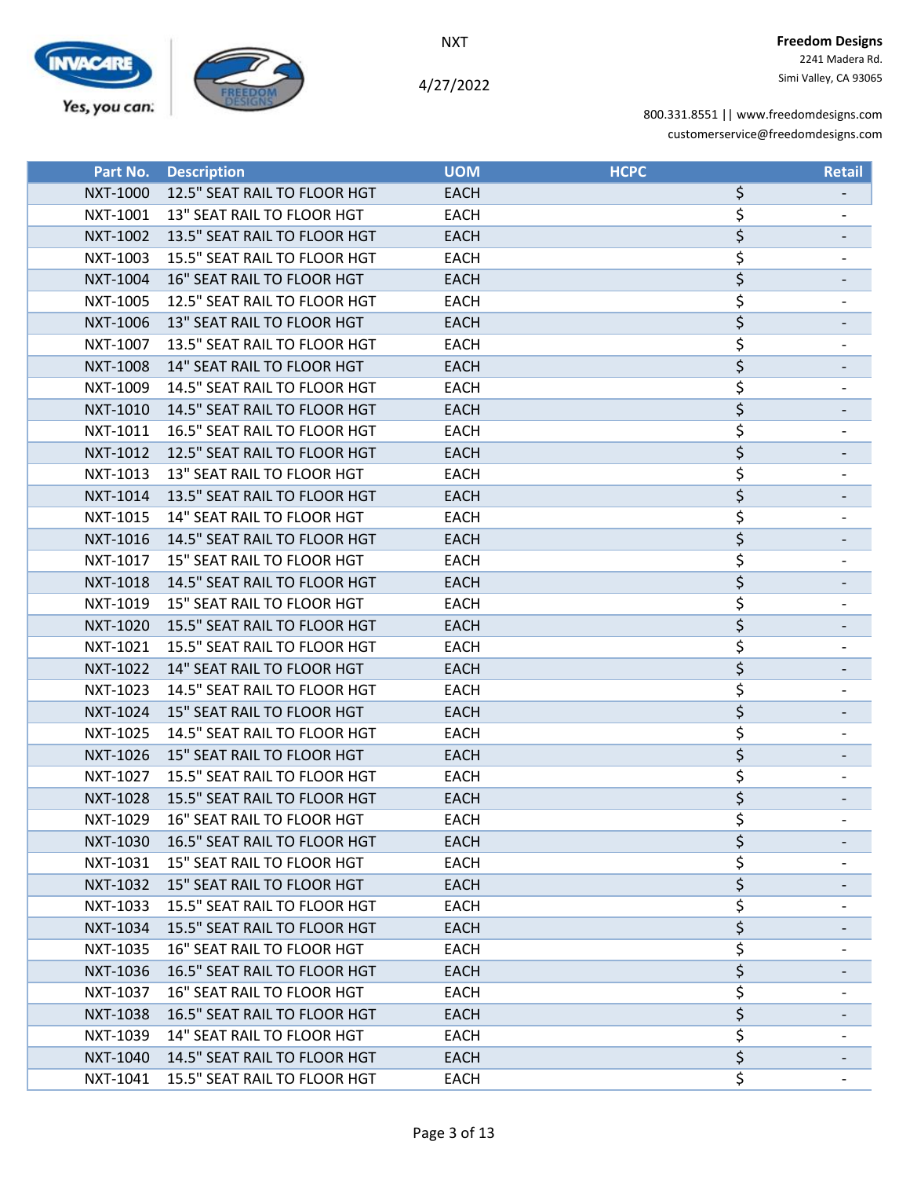NXT

4/27/2022

**Freedom Designs**
2241 Madera Rd.
Simi Valley, CA 93065

800.331.8551 || www.freedomdesigns.com
customerservice@freedomdesigns.com

| Part No. | Description | UOM | HCPC | Retail |
|---|---|---|---|---|
| NXT-1000 | 12.5" SEAT RAIL TO FLOOR HGT | EACH | | $ - |
| NXT-1001 | 13" SEAT RAIL TO FLOOR HGT | EACH | | $ - |
| NXT-1002 | 13.5" SEAT RAIL TO FLOOR HGT | EACH | | $ - |
| NXT-1003 | 15.5" SEAT RAIL TO FLOOR HGT | EACH | | $ - |
| NXT-1004 | 16" SEAT RAIL TO FLOOR HGT | EACH | | $ - |
| NXT-1005 | 12.5" SEAT RAIL TO FLOOR HGT | EACH | | $ - |
| NXT-1006 | 13" SEAT RAIL TO FLOOR HGT | EACH | | $ - |
| NXT-1007 | 13.5" SEAT RAIL TO FLOOR HGT | EACH | | $ - |
| NXT-1008 | 14" SEAT RAIL TO FLOOR HGT | EACH | | $ - |
| NXT-1009 | 14.5" SEAT RAIL TO FLOOR HGT | EACH | | $ - |
| NXT-1010 | 14.5" SEAT RAIL TO FLOOR HGT | EACH | | $ - |
| NXT-1011 | 16.5" SEAT RAIL TO FLOOR HGT | EACH | | $ - |
| NXT-1012 | 12.5" SEAT RAIL TO FLOOR HGT | EACH | | $ - |
| NXT-1013 | 13" SEAT RAIL TO FLOOR HGT | EACH | | $ - |
| NXT-1014 | 13.5" SEAT RAIL TO FLOOR HGT | EACH | | $ - |
| NXT-1015 | 14" SEAT RAIL TO FLOOR HGT | EACH | | $ - |
| NXT-1016 | 14.5" SEAT RAIL TO FLOOR HGT | EACH | | $ - |
| NXT-1017 | 15" SEAT RAIL TO FLOOR HGT | EACH | | $ - |
| NXT-1018 | 14.5" SEAT RAIL TO FLOOR HGT | EACH | | $ - |
| NXT-1019 | 15" SEAT RAIL TO FLOOR HGT | EACH | | $ - |
| NXT-1020 | 15.5" SEAT RAIL TO FLOOR HGT | EACH | | $ - |
| NXT-1021 | 15.5" SEAT RAIL TO FLOOR HGT | EACH | | $ - |
| NXT-1022 | 14" SEAT RAIL TO FLOOR HGT | EACH | | $ - |
| NXT-1023 | 14.5" SEAT RAIL TO FLOOR HGT | EACH | | $ - |
| NXT-1024 | 15" SEAT RAIL TO FLOOR HGT | EACH | | $ - |
| NXT-1025 | 14.5" SEAT RAIL TO FLOOR HGT | EACH | | $ - |
| NXT-1026 | 15" SEAT RAIL TO FLOOR HGT | EACH | | $ - |
| NXT-1027 | 15.5" SEAT RAIL TO FLOOR HGT | EACH | | $ - |
| NXT-1028 | 15.5" SEAT RAIL TO FLOOR HGT | EACH | | $ - |
| NXT-1029 | 16" SEAT RAIL TO FLOOR HGT | EACH | | $ - |
| NXT-1030 | 16.5" SEAT RAIL TO FLOOR HGT | EACH | | $ - |
| NXT-1031 | 15" SEAT RAIL TO FLOOR HGT | EACH | | $ - |
| NXT-1032 | 15" SEAT RAIL TO FLOOR HGT | EACH | | $ - |
| NXT-1033 | 15.5" SEAT RAIL TO FLOOR HGT | EACH | | $ - |
| NXT-1034 | 15.5" SEAT RAIL TO FLOOR HGT | EACH | | $ - |
| NXT-1035 | 16" SEAT RAIL TO FLOOR HGT | EACH | | $ - |
| NXT-1036 | 16.5" SEAT RAIL TO FLOOR HGT | EACH | | $ - |
| NXT-1037 | 16" SEAT RAIL TO FLOOR HGT | EACH | | $ - |
| NXT-1038 | 16.5" SEAT RAIL TO FLOOR HGT | EACH | | $ - |
| NXT-1039 | 14" SEAT RAIL TO FLOOR HGT | EACH | | $ - |
| NXT-1040 | 14.5" SEAT RAIL TO FLOOR HGT | EACH | | $ - |
| NXT-1041 | 15.5" SEAT RAIL TO FLOOR HGT | EACH | | $ - |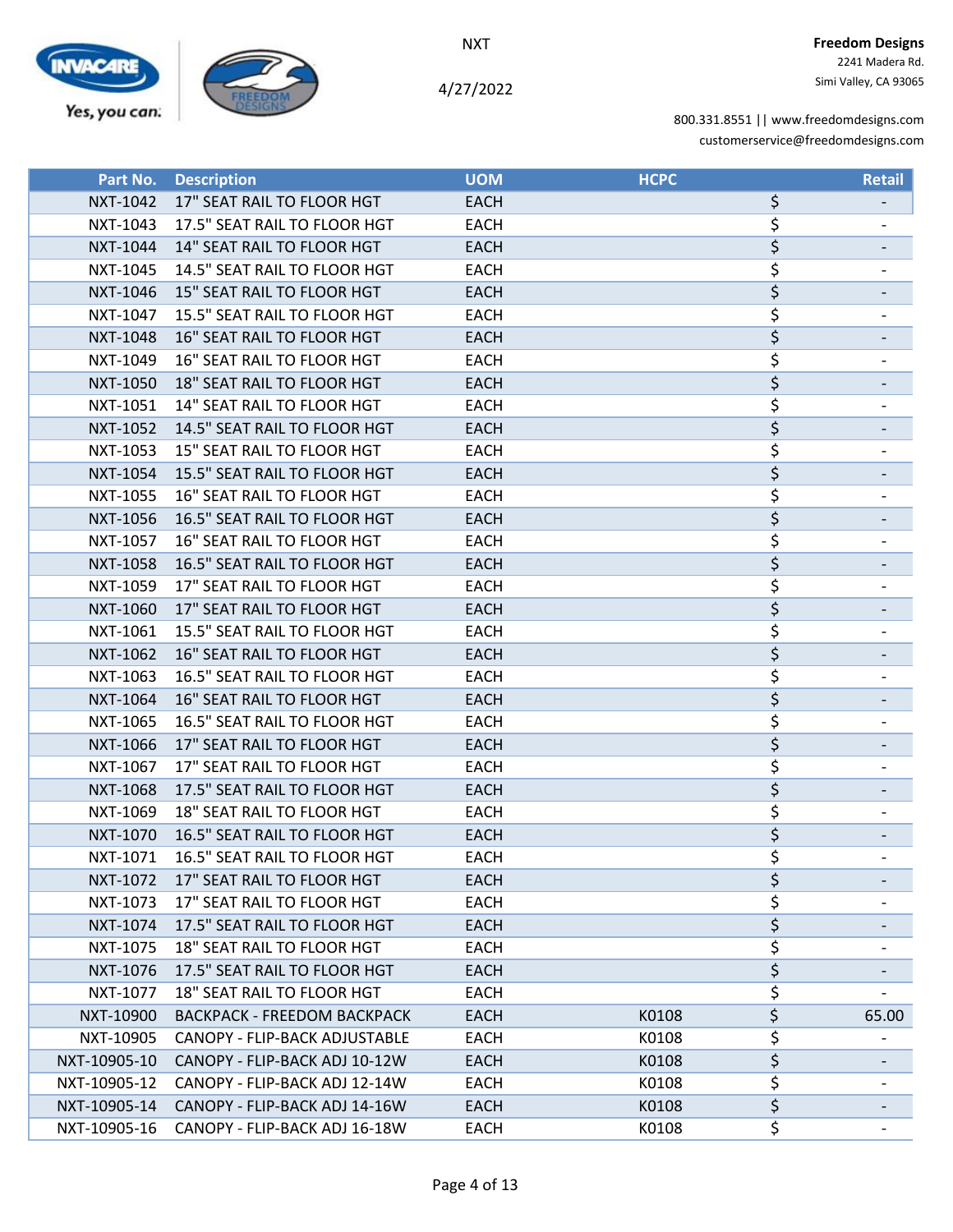NXT

4/27/2022

**Freedom Designs**
2241 Madera Rd.
Simi Valley, CA 93065

800.331.8551 || www.freedomdesigns.com
customerservice@freedomdesigns.com

| Part No. | Description | UOM | HCPC | Retail |
|---|---|---|---|---|
| NXT-1042 | 17" SEAT RAIL TO FLOOR HGT | EACH | | $ - |
| NXT-1043 | 17.5" SEAT RAIL TO FLOOR HGT | EACH | | $ - |
| NXT-1044 | 14" SEAT RAIL TO FLOOR HGT | EACH | | $ - |
| NXT-1045 | 14.5" SEAT RAIL TO FLOOR HGT | EACH | | $ - |
| NXT-1046 | 15" SEAT RAIL TO FLOOR HGT | EACH | | $ - |
| NXT-1047 | 15.5" SEAT RAIL TO FLOOR HGT | EACH | | $ - |
| NXT-1048 | 16" SEAT RAIL TO FLOOR HGT | EACH | | $ - |
| NXT-1049 | 16" SEAT RAIL TO FLOOR HGT | EACH | | $ - |
| NXT-1050 | 18" SEAT RAIL TO FLOOR HGT | EACH | | $ - |
| NXT-1051 | 14" SEAT RAIL TO FLOOR HGT | EACH | | $ - |
| NXT-1052 | 14.5" SEAT RAIL TO FLOOR HGT | EACH | | $ - |
| NXT-1053 | 15" SEAT RAIL TO FLOOR HGT | EACH | | $ - |
| NXT-1054 | 15.5" SEAT RAIL TO FLOOR HGT | EACH | | $ - |
| NXT-1055 | 16" SEAT RAIL TO FLOOR HGT | EACH | | $ - |
| NXT-1056 | 16.5" SEAT RAIL TO FLOOR HGT | EACH | | $ - |
| NXT-1057 | 16" SEAT RAIL TO FLOOR HGT | EACH | | $ - |
| NXT-1058 | 16.5" SEAT RAIL TO FLOOR HGT | EACH | | $ - |
| NXT-1059 | 17" SEAT RAIL TO FLOOR HGT | EACH | | $ - |
| NXT-1060 | 17" SEAT RAIL TO FLOOR HGT | EACH | | $ - |
| NXT-1061 | 15.5" SEAT RAIL TO FLOOR HGT | EACH | | $ - |
| NXT-1062 | 16" SEAT RAIL TO FLOOR HGT | EACH | | $ - |
| NXT-1063 | 16.5" SEAT RAIL TO FLOOR HGT | EACH | | $ - |
| NXT-1064 | 16" SEAT RAIL TO FLOOR HGT | EACH | | $ - |
| NXT-1065 | 16.5" SEAT RAIL TO FLOOR HGT | EACH | | $ - |
| NXT-1066 | 17" SEAT RAIL TO FLOOR HGT | EACH | | $ - |
| NXT-1067 | 17" SEAT RAIL TO FLOOR HGT | EACH | | $ - |
| NXT-1068 | 17.5" SEAT RAIL TO FLOOR HGT | EACH | | $ - |
| NXT-1069 | 18" SEAT RAIL TO FLOOR HGT | EACH | | $ - |
| NXT-1070 | 16.5" SEAT RAIL TO FLOOR HGT | EACH | | $ - |
| NXT-1071 | 16.5" SEAT RAIL TO FLOOR HGT | EACH | | $ - |
| NXT-1072 | 17" SEAT RAIL TO FLOOR HGT | EACH | | $ - |
| NXT-1073 | 17" SEAT RAIL TO FLOOR HGT | EACH | | $ - |
| NXT-1074 | 17.5" SEAT RAIL TO FLOOR HGT | EACH | | $ - |
| NXT-1075 | 18" SEAT RAIL TO FLOOR HGT | EACH | | $ - |
| NXT-1076 | 17.5" SEAT RAIL TO FLOOR HGT | EACH | | $ - |
| NXT-1077 | 18" SEAT RAIL TO FLOOR HGT | EACH | | $ - |
| NXT-10900 | BACKPACK - FREEDOM BACKPACK | EACH | K0108 | $ 65.00 |
| NXT-10905 | CANOPY - FLIP-BACK ADJUSTABLE | EACH | K0108 | $ - |
| NXT-10905-10 | CANOPY - FLIP-BACK ADJ 10-12W | EACH | K0108 | $ - |
| NXT-10905-12 | CANOPY - FLIP-BACK ADJ 12-14W | EACH | K0108 | $ - |
| NXT-10905-14 | CANOPY - FLIP-BACK ADJ 14-16W | EACH | K0108 | $ - |
| NXT-10905-16 | CANOPY - FLIP-BACK ADJ 16-18W | EACH | K0108 | $ - |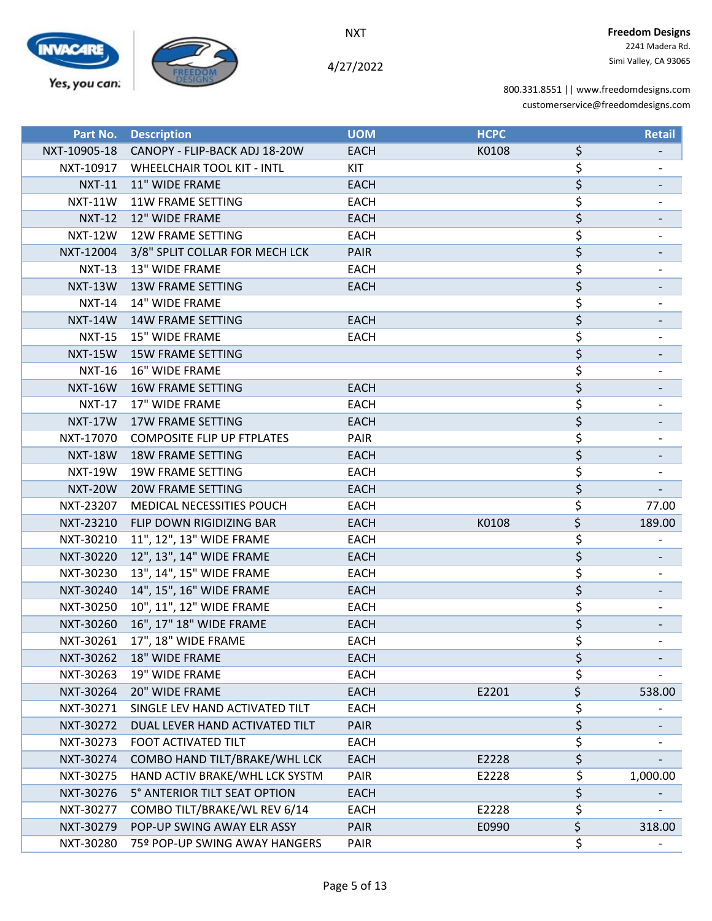NXT

4/27/2022

**Freedom Designs**
2241 Madera Rd.
Simi Valley, CA 93065

800.331.8551 || www.freedomdesigns.com
customerservice@freedomdesigns.com

| Part No. | Description | UOM | HCPC | Retail |
|---|---|---|---|---|
| NXT-10905-18 | CANOPY - FLIP-BACK ADJ 18-20W | EACH | K0108 | $ - |
| NXT-10917 | WHEELCHAIR TOOL KIT - INTL | KIT | | $ - |
| NXT-11 | 11" WIDE FRAME | EACH | | $ - |
| NXT-11W | 11W FRAME SETTING | EACH | | $ - |
| NXT-12 | 12" WIDE FRAME | EACH | | $ - |
| NXT-12W | 12W FRAME SETTING | EACH | | $ - |
| NXT-12004 | 3/8" SPLIT COLLAR FOR MECH LCK | PAIR | | $ - |
| NXT-13 | 13" WIDE FRAME | EACH | | $ - |
| NXT-13W | 13W FRAME SETTING | EACH | | $ - |
| NXT-14 | 14" WIDE FRAME | | | $ - |
| NXT-14W | 14W FRAME SETTING | EACH | | $ - |
| NXT-15 | 15" WIDE FRAME | EACH | | $ - |
| NXT-15W | 15W FRAME SETTING | | | $ - |
| NXT-16 | 16" WIDE FRAME | | | $ - |
| NXT-16W | 16W FRAME SETTING | EACH | | $ - |
| NXT-17 | 17" WIDE FRAME | EACH | | $ - |
| NXT-17W | 17W FRAME SETTING | EACH | | $ - |
| NXT-17070 | COMPOSITE FLIP UP FTPLATES | PAIR | | $ - |
| NXT-18W | 18W FRAME SETTING | EACH | | $ - |
| NXT-19W | 19W FRAME SETTING | EACH | | $ - |
| NXT-20W | 20W FRAME SETTING | EACH | | $ - |
| NXT-23207 | MEDICAL NECESSITIES POUCH | EACH | | $ 77.00 |
| NXT-23210 | FLIP DOWN RIGIDIZING BAR | EACH | K0108 | $ 189.00 |
| NXT-30210 | 11", 12", 13" WIDE FRAME | EACH | | $ - |
| NXT-30220 | 12", 13", 14" WIDE FRAME | EACH | | $ - |
| NXT-30230 | 13", 14", 15" WIDE FRAME | EACH | | $ - |
| NXT-30240 | 14", 15", 16" WIDE FRAME | EACH | | $ - |
| NXT-30250 | 10", 11", 12" WIDE FRAME | EACH | | $ - |
| NXT-30260 | 16", 17" 18" WIDE FRAME | EACH | | $ - |
| NXT-30261 | 17", 18" WIDE FRAME | EACH | | $ - |
| NXT-30262 | 18" WIDE FRAME | EACH | | $ - |
| NXT-30263 | 19" WIDE FRAME | EACH | | $ - |
| NXT-30264 | 20" WIDE FRAME | EACH | E2201 | $ 538.00 |
| NXT-30271 | SINGLE LEV HAND ACTIVATED TILT | EACH | | $ - |
| NXT-30272 | DUAL LEVER HAND ACTIVATED TILT | PAIR | | $ - |
| NXT-30273 | FOOT ACTIVATED TILT | EACH | | $ - |
| NXT-30274 | COMBO HAND TILT/BRAKE/WHL LCK | EACH | E2228 | $ - |
| NXT-30275 | HAND ACTIV BRAKE/WHL LCK SYSTM | PAIR | E2228 | $ 1,000.00 |
| NXT-30276 | 5° ANTERIOR TILT SEAT OPTION | EACH | | $ - |
| NXT-30277 | COMBO TILT/BRAKE/WL REV 6/14 | EACH | E2228 | $ - |
| NXT-30279 | POP-UP SWING AWAY ELR ASSY | PAIR | E0990 | $ 318.00 |
| NXT-30280 | 75º POP-UP SWING AWAY HANGERS | PAIR | | $ - |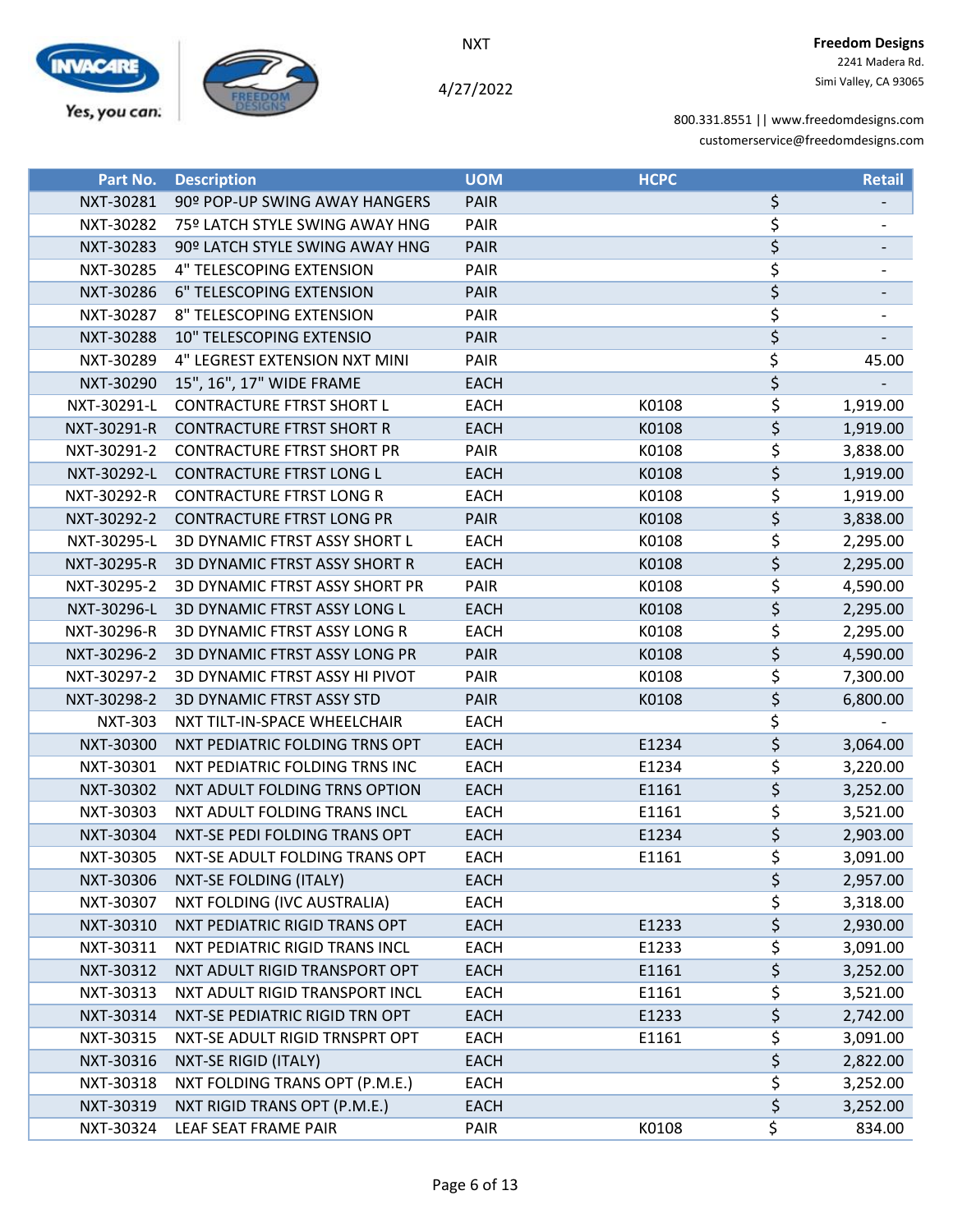NXT

4/27/2022

**Freedom Designs**
2241 Madera Rd.
Simi Valley, CA 93065

800.331.8551 || www.freedomdesigns.com
customerservice@freedomdesigns.com

| Part No. | Description | UOM | HCPC | Retail |
|---|---|---|---|---|
| NXT-30281 | 90º POP-UP SWING AWAY HANGERS | PAIR | | $ - |
| NXT-30282 | 75º LATCH STYLE SWING AWAY HNG | PAIR | | $ - |
| NXT-30283 | 90º LATCH STYLE SWING AWAY HNG | PAIR | | $ - |
| NXT-30285 | 4" TELESCOPING EXTENSION | PAIR | | $ - |
| NXT-30286 | 6" TELESCOPING EXTENSION | PAIR | | $ - |
| NXT-30287 | 8" TELESCOPING EXTENSION | PAIR | | $ - |
| NXT-30288 | 10" TELESCOPING EXTENSIO | PAIR | | $ - |
| NXT-30289 | 4" LEGREST EXTENSION NXT MINI | PAIR | | $ 45.00 |
| NXT-30290 | 15", 16", 17" WIDE FRAME | EACH | | $ - |
| NXT-30291-L | CONTRACTURE FTRST SHORT L | EACH | K0108 | $ 1,919.00 |
| NXT-30291-R | CONTRACTURE FTRST SHORT R | EACH | K0108 | $ 1,919.00 |
| NXT-30291-2 | CONTRACTURE FTRST SHORT PR | PAIR | K0108 | $ 3,838.00 |
| NXT-30292-L | CONTRACTURE FTRST LONG L | EACH | K0108 | $ 1,919.00 |
| NXT-30292-R | CONTRACTURE FTRST LONG R | EACH | K0108 | $ 1,919.00 |
| NXT-30292-2 | CONTRACTURE FTRST LONG PR | PAIR | K0108 | $ 3,838.00 |
| NXT-30295-L | 3D DYNAMIC FTRST ASSY SHORT L | EACH | K0108 | $ 2,295.00 |
| NXT-30295-R | 3D DYNAMIC FTRST ASSY SHORT R | EACH | K0108 | $ 2,295.00 |
| NXT-30295-2 | 3D DYNAMIC FTRST ASSY SHORT PR | PAIR | K0108 | $ 4,590.00 |
| NXT-30296-L | 3D DYNAMIC FTRST ASSY LONG L | EACH | K0108 | $ 2,295.00 |
| NXT-30296-R | 3D DYNAMIC FTRST ASSY LONG R | EACH | K0108 | $ 2,295.00 |
| NXT-30296-2 | 3D DYNAMIC FTRST ASSY LONG PR | PAIR | K0108 | $ 4,590.00 |
| NXT-30297-2 | 3D DYNAMIC FTRST ASSY HI PIVOT | PAIR | K0108 | $ 7,300.00 |
| NXT-30298-2 | 3D DYNAMIC FTRST ASSY STD | PAIR | K0108 | $ 6,800.00 |
| NXT-303 | NXT TILT-IN-SPACE WHEELCHAIR | EACH | | $ - |
| NXT-30300 | NXT PEDIATRIC FOLDING TRNS OPT | EACH | E1234 | $ 3,064.00 |
| NXT-30301 | NXT PEDIATRIC FOLDING TRNS INC | EACH | E1234 | $ 3,220.00 |
| NXT-30302 | NXT ADULT FOLDING TRNS OPTION | EACH | E1161 | $ 3,252.00 |
| NXT-30303 | NXT ADULT FOLDING TRANS INCL | EACH | E1161 | $ 3,521.00 |
| NXT-30304 | NXT-SE PEDI FOLDING TRANS OPT | EACH | E1234 | $ 2,903.00 |
| NXT-30305 | NXT-SE ADULT FOLDING TRANS OPT | EACH | E1161 | $ 3,091.00 |
| NXT-30306 | NXT-SE FOLDING (ITALY) | EACH | | $ 2,957.00 |
| NXT-30307 | NXT FOLDING (IVC AUSTRALIA) | EACH | | $ 3,318.00 |
| NXT-30310 | NXT PEDIATRIC RIGID TRANS OPT | EACH | E1233 | $ 2,930.00 |
| NXT-30311 | NXT PEDIATRIC RIGID TRANS INCL | EACH | E1233 | $ 3,091.00 |
| NXT-30312 | NXT ADULT RIGID TRANSPORT OPT | EACH | E1161 | $ 3,252.00 |
| NXT-30313 | NXT ADULT RIGID TRANSPORT INCL | EACH | E1161 | $ 3,521.00 |
| NXT-30314 | NXT-SE PEDIATRIC RIGID TRN OPT | EACH | E1233 | $ 2,742.00 |
| NXT-30315 | NXT-SE ADULT RIGID TRNSPRT OPT | EACH | E1161 | $ 3,091.00 |
| NXT-30316 | NXT-SE RIGID (ITALY) | EACH | | $ 2,822.00 |
| NXT-30318 | NXT FOLDING TRANS OPT (P.M.E.) | EACH | | $ 3,252.00 |
| NXT-30319 | NXT RIGID TRANS OPT (P.M.E.) | EACH | | $ 3,252.00 |
| NXT-30324 | LEAF SEAT FRAME PAIR | PAIR | K0108 | $ 834.00 |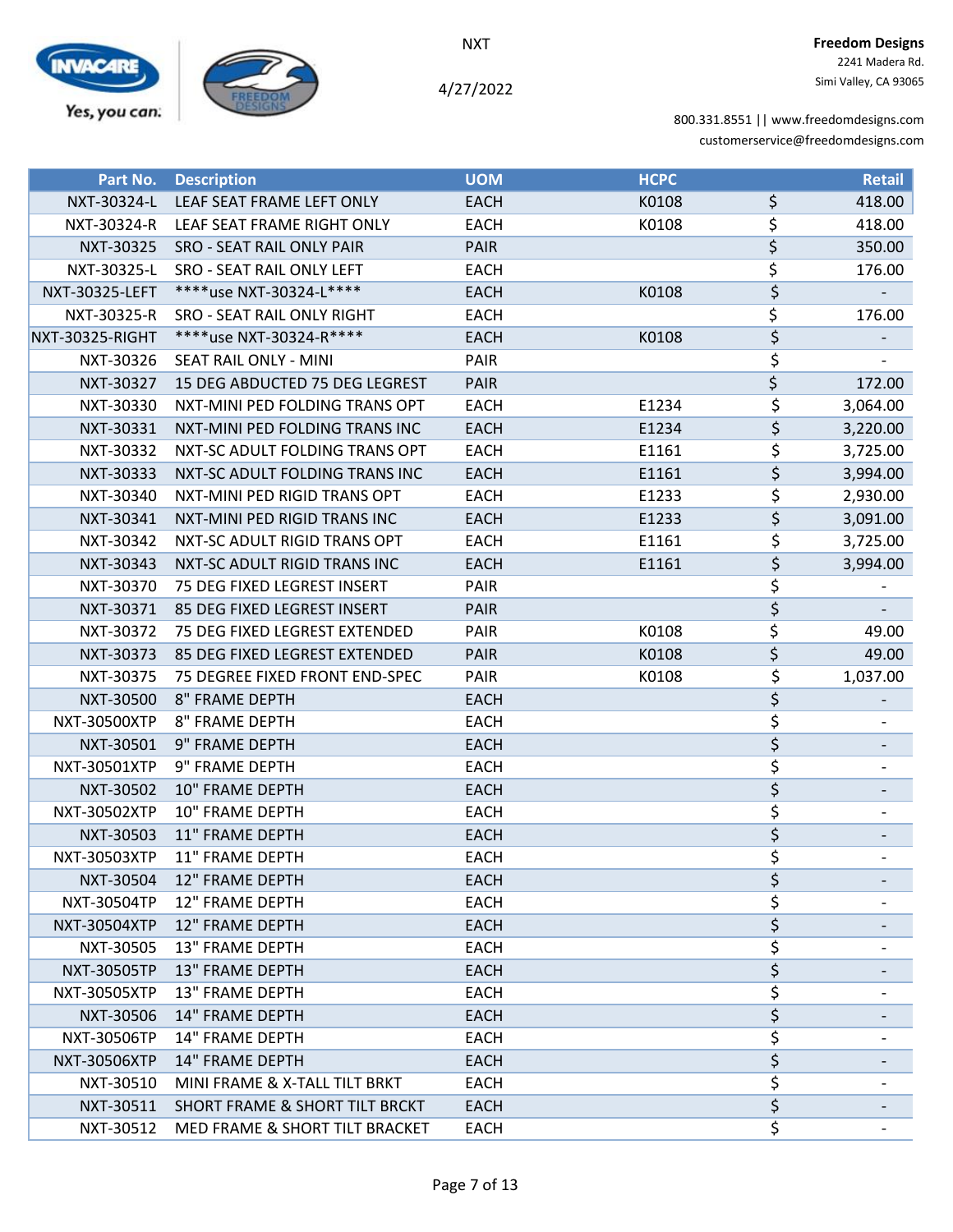NXT

4/27/2022

**Freedom Designs**
2241 Madera Rd.
Simi Valley, CA 93065

800.331.8551 || www.freedomdesigns.com
customerservice@freedomdesigns.com

| Part No. | Description | UOM | HCPC | Retail |
|---|---|---|---|---|
| NXT-30324-L | LEAF SEAT FRAME LEFT ONLY | EACH | K0108 | $ 418.00 |
| NXT-30324-R | LEAF SEAT FRAME RIGHT ONLY | EACH | K0108 | $ 418.00 |
| NXT-30325 | SRO - SEAT RAIL ONLY PAIR | PAIR | | $ 350.00 |
| NXT-30325-L | SRO - SEAT RAIL ONLY LEFT | EACH | | $ 176.00 |
| NXT-30325-LEFT | ****use NXT-30324-L**** | EACH | K0108 | $ - |
| NXT-30325-R | SRO - SEAT RAIL ONLY RIGHT | EACH | | $ 176.00 |
| NXT-30325-RIGHT | ****use NXT-30324-R**** | EACH | K0108 | $ - |
| NXT-30326 | SEAT RAIL ONLY - MINI | PAIR | | $ - |
| NXT-30327 | 15 DEG ABDUCTED 75 DEG LEGREST | PAIR | | $ 172.00 |
| NXT-30330 | NXT-MINI PED FOLDING TRANS OPT | EACH | E1234 | $ 3,064.00 |
| NXT-30331 | NXT-MINI PED FOLDING TRANS INC | EACH | E1234 | $ 3,220.00 |
| NXT-30332 | NXT-SC ADULT FOLDING TRANS OPT | EACH | E1161 | $ 3,725.00 |
| NXT-30333 | NXT-SC ADULT FOLDING TRANS INC | EACH | E1161 | $ 3,994.00 |
| NXT-30340 | NXT-MINI PED RIGID TRANS OPT | EACH | E1233 | $ 2,930.00 |
| NXT-30341 | NXT-MINI PED RIGID TRANS INC | EACH | E1233 | $ 3,091.00 |
| NXT-30342 | NXT-SC ADULT RIGID TRANS OPT | EACH | E1161 | $ 3,725.00 |
| NXT-30343 | NXT-SC ADULT RIGID TRANS INC | EACH | E1161 | $ 3,994.00 |
| NXT-30370 | 75 DEG FIXED LEGREST INSERT | PAIR | | $ - |
| NXT-30371 | 85 DEG FIXED LEGREST INSERT | PAIR | | $ - |
| NXT-30372 | 75 DEG FIXED LEGREST EXTENDED | PAIR | K0108 | $ 49.00 |
| NXT-30373 | 85 DEG FIXED LEGREST EXTENDED | PAIR | K0108 | $ 49.00 |
| NXT-30375 | 75 DEGREE FIXED FRONT END-SPEC | PAIR | K0108 | $ 1,037.00 |
| NXT-30500 | 8" FRAME DEPTH | EACH | | $ - |
| NXT-30500XTP | 8" FRAME DEPTH | EACH | | $ - |
| NXT-30501 | 9" FRAME DEPTH | EACH | | $ - |
| NXT-30501XTP | 9" FRAME DEPTH | EACH | | $ - |
| NXT-30502 | 10" FRAME DEPTH | EACH | | $ - |
| NXT-30502XTP | 10" FRAME DEPTH | EACH | | $ - |
| NXT-30503 | 11" FRAME DEPTH | EACH | | $ - |
| NXT-30503XTP | 11" FRAME DEPTH | EACH | | $ - |
| NXT-30504 | 12" FRAME DEPTH | EACH | | $ - |
| NXT-30504TP | 12" FRAME DEPTH | EACH | | $ - |
| NXT-30504XTP | 12" FRAME DEPTH | EACH | | $ - |
| NXT-30505 | 13" FRAME DEPTH | EACH | | $ - |
| NXT-30505TP | 13" FRAME DEPTH | EACH | | $ - |
| NXT-30505XTP | 13" FRAME DEPTH | EACH | | $ - |
| NXT-30506 | 14" FRAME DEPTH | EACH | | $ - |
| NXT-30506TP | 14" FRAME DEPTH | EACH | | $ - |
| NXT-30506XTP | 14" FRAME DEPTH | EACH | | $ - |
| NXT-30510 | MINI FRAME & X-TALL TILT BRKT | EACH | | $ - |
| NXT-30511 | SHORT FRAME & SHORT TILT BRCKT | EACH | | $ - |
| NXT-30512 | MED FRAME & SHORT TILT BRACKET | EACH | | $ - |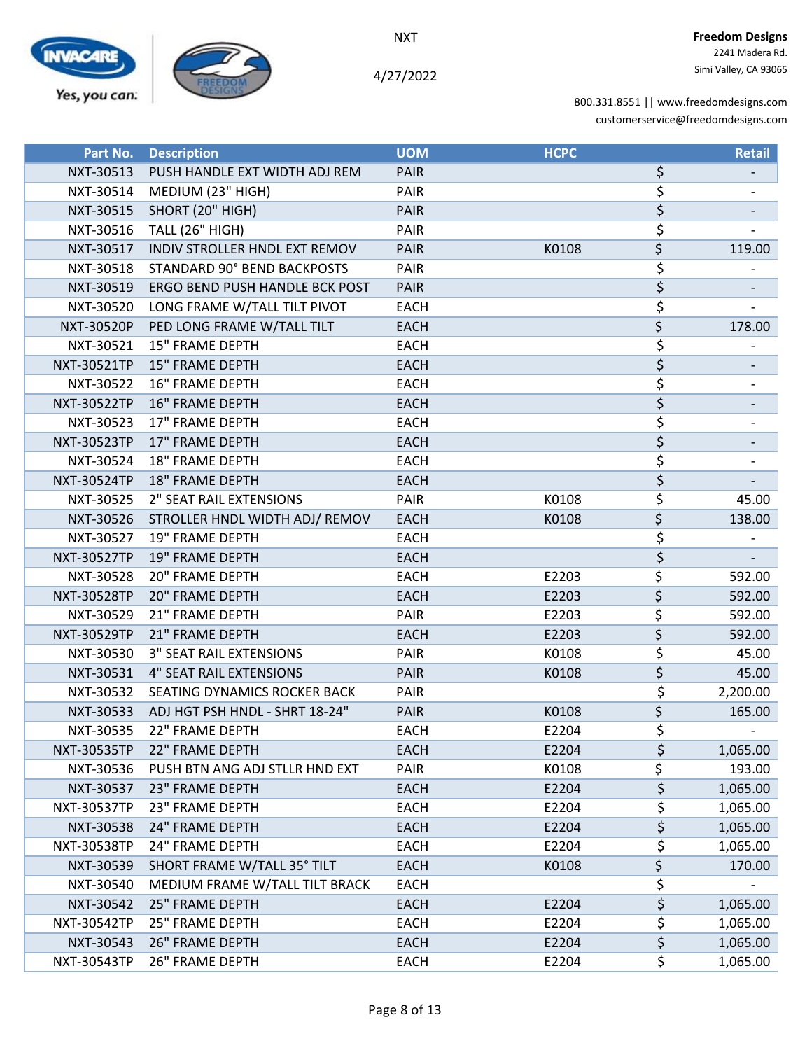| Part No. | Description | UOM | HCPC | Retail |
|---|---|---|---|---|
| NXT-30513 | PUSH HANDLE EXT WIDTH ADJ REM | PAIR | | $ - |
| NXT-30514 | MEDIUM (23" HIGH) | PAIR | | $ - |
| NXT-30515 | SHORT (20" HIGH) | PAIR | | $ - |
| NXT-30516 | TALL (26" HIGH) | PAIR | | $ - |
| NXT-30517 | INDIV STROLLER HNDL EXT REMOV | PAIR | K0108 | $ 119.00 |
| NXT-30518 | STANDARD 90° BEND BACKPOSTS | PAIR | | $ - |
| NXT-30519 | ERGO BEND PUSH HANDLE BCK POST | PAIR | | $ - |
| NXT-30520 | LONG FRAME W/TALL TILT PIVOT | EACH | | $ - |
| NXT-30520P | PED LONG FRAME W/TALL TILT | EACH | | $ 178.00 |
| NXT-30521 | 15" FRAME DEPTH | EACH | | $ - |
| NXT-30521TP | 15" FRAME DEPTH | EACH | | $ - |
| NXT-30522 | 16" FRAME DEPTH | EACH | | $ - |
| NXT-30522TP | 16" FRAME DEPTH | EACH | | $ - |
| NXT-30523 | 17" FRAME DEPTH | EACH | | $ - |
| NXT-30523TP | 17" FRAME DEPTH | EACH | | $ - |
| NXT-30524 | 18" FRAME DEPTH | EACH | | $ - |
| NXT-30524TP | 18" FRAME DEPTH | EACH | | $ - |
| NXT-30525 | 2" SEAT RAIL EXTENSIONS | PAIR | K0108 | $ 45.00 |
| NXT-30526 | STROLLER HNDL WIDTH ADJ/ REMOV | EACH | K0108 | $ 138.00 |
| NXT-30527 | 19" FRAME DEPTH | EACH | | $ - |
| NXT-30527TP | 19" FRAME DEPTH | EACH | | $ - |
| NXT-30528 | 20" FRAME DEPTH | EACH | E2203 | $ 592.00 |
| NXT-30528TP | 20" FRAME DEPTH | EACH | E2203 | $ 592.00 |
| NXT-30529 | 21" FRAME DEPTH | PAIR | E2203 | $ 592.00 |
| NXT-30529TP | 21" FRAME DEPTH | EACH | E2203 | $ 592.00 |
| NXT-30530 | 3" SEAT RAIL EXTENSIONS | PAIR | K0108 | $ 45.00 |
| NXT-30531 | 4" SEAT RAIL EXTENSIONS | PAIR | K0108 | $ 45.00 |
| NXT-30532 | SEATING DYNAMICS ROCKER BACK | PAIR | | $ 2,200.00 |
| NXT-30533 | ADJ HGT PSH HNDL - SHRT 18-24" | PAIR | K0108 | $ 165.00 |
| NXT-30535 | 22" FRAME DEPTH | EACH | E2204 | $ - |
| NXT-30535TP | 22" FRAME DEPTH | EACH | E2204 | $ 1,065.00 |
| NXT-30536 | PUSH BTN ANG ADJ STLLR HND EXT | PAIR | K0108 | $ 193.00 |
| NXT-30537 | 23" FRAME DEPTH | EACH | E2204 | $ 1,065.00 |
| NXT-30537TP | 23" FRAME DEPTH | EACH | E2204 | $ 1,065.00 |
| NXT-30538 | 24" FRAME DEPTH | EACH | E2204 | $ 1,065.00 |
| NXT-30538TP | 24" FRAME DEPTH | EACH | E2204 | $ 1,065.00 |
| NXT-30539 | SHORT FRAME W/TALL 35° TILT | EACH | K0108 | $ 170.00 |
| NXT-30540 | MEDIUM FRAME W/TALL TILT BRACK | EACH | | $ - |
| NXT-30542 | 25" FRAME DEPTH | EACH | E2204 | $ 1,065.00 |
| NXT-30542TP | 25" FRAME DEPTH | EACH | E2204 | $ 1,065.00 |
| NXT-30543 | 26" FRAME DEPTH | EACH | E2204 | $ 1,065.00 |
| NXT-30543TP | 26" FRAME DEPTH | EACH | E2204 | $ 1,065.00 |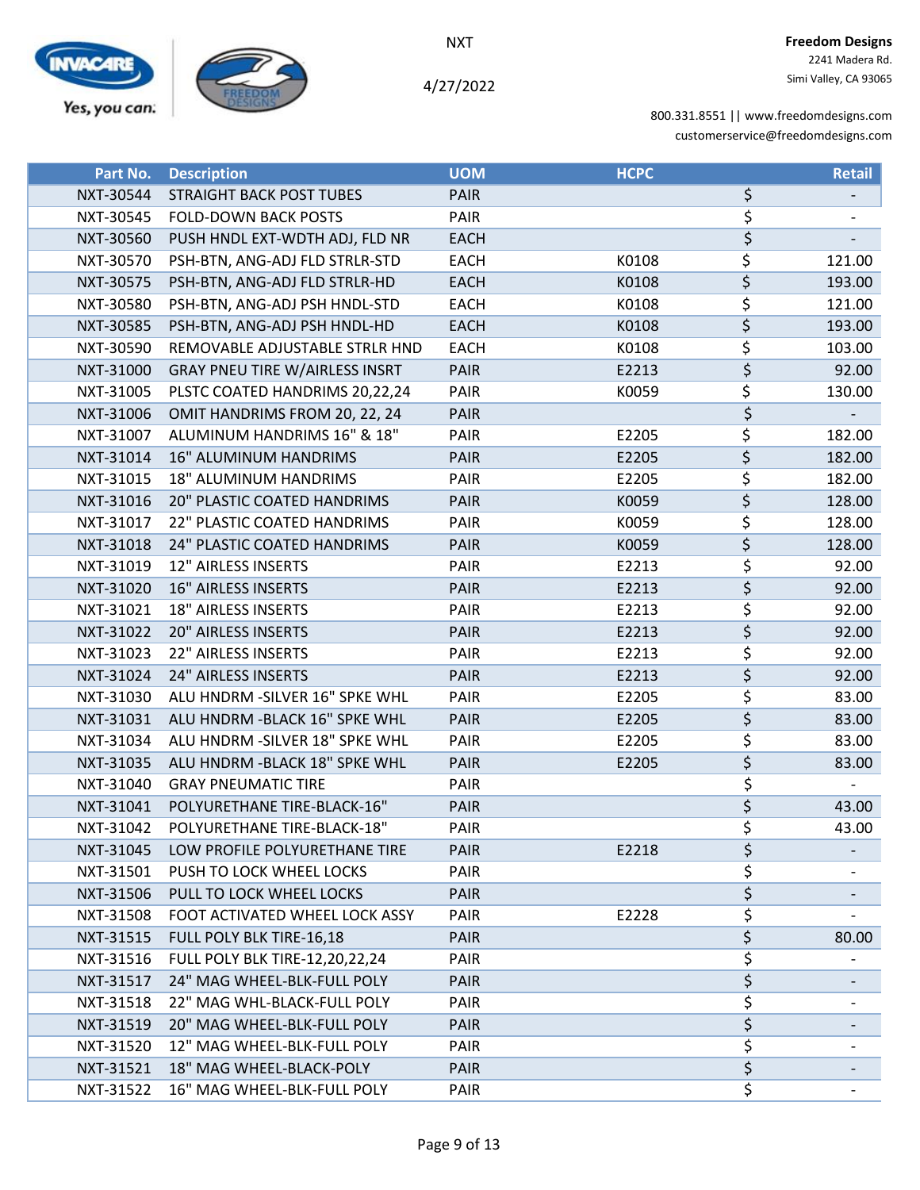NXT

4/27/2022

**Freedom Designs**
2241 Madera Rd.
Simi Valley, CA 93065

800.331.8551 || www.freedomdesigns.com
customerservice@freedomdesigns.com

| Part No. | Description | UOM | HCPC | Retail |
|---|---|---|---|---|
| NXT-30544 | STRAIGHT BACK POST TUBES | PAIR | | $ - |
| NXT-30545 | FOLD-DOWN BACK POSTS | PAIR | | $ - |
| NXT-30560 | PUSH HNDL EXT-WDTH ADJ, FLD NR | EACH | | $ - |
| NXT-30570 | PSH-BTN, ANG-ADJ FLD STRLR-STD | EACH | K0108 | $ 121.00 |
| NXT-30575 | PSH-BTN, ANG-ADJ FLD STRLR-HD | EACH | K0108 | $ 193.00 |
| NXT-30580 | PSH-BTN, ANG-ADJ PSH HNDL-STD | EACH | K0108 | $ 121.00 |
| NXT-30585 | PSH-BTN, ANG-ADJ PSH HNDL-HD | EACH | K0108 | $ 193.00 |
| NXT-30590 | REMOVABLE ADJUSTABLE STRLR HND | EACH | K0108 | $ 103.00 |
| NXT-31000 | GRAY PNEU TIRE W/AIRLESS INSRT | PAIR | E2213 | $ 92.00 |
| NXT-31005 | PLSTC COATED HANDRIMS 20,22,24 | PAIR | K0059 | $ 130.00 |
| NXT-31006 | OMIT HANDRIMS FROM 20, 22, 24 | PAIR | | $ - |
| NXT-31007 | ALUMINUM HANDRIMS 16" & 18" | PAIR | E2205 | $ 182.00 |
| NXT-31014 | 16" ALUMINUM HANDRIMS | PAIR | E2205 | $ 182.00 |
| NXT-31015 | 18" ALUMINUM HANDRIMS | PAIR | E2205 | $ 182.00 |
| NXT-31016 | 20" PLASTIC COATED HANDRIMS | PAIR | K0059 | $ 128.00 |
| NXT-31017 | 22" PLASTIC COATED HANDRIMS | PAIR | K0059 | $ 128.00 |
| NXT-31018 | 24" PLASTIC COATED HANDRIMS | PAIR | K0059 | $ 128.00 |
| NXT-31019 | 12" AIRLESS INSERTS | PAIR | E2213 | $ 92.00 |
| NXT-31020 | 16" AIRLESS INSERTS | PAIR | E2213 | $ 92.00 |
| NXT-31021 | 18" AIRLESS INSERTS | PAIR | E2213 | $ 92.00 |
| NXT-31022 | 20" AIRLESS INSERTS | PAIR | E2213 | $ 92.00 |
| NXT-31023 | 22" AIRLESS INSERTS | PAIR | E2213 | $ 92.00 |
| NXT-31024 | 24" AIRLESS INSERTS | PAIR | E2213 | $ 92.00 |
| NXT-31030 | ALU HNDRM -SILVER 16" SPKE WHL | PAIR | E2205 | $ 83.00 |
| NXT-31031 | ALU HNDRM -BLACK 16" SPKE WHL | PAIR | E2205 | $ 83.00 |
| NXT-31034 | ALU HNDRM -SILVER 18" SPKE WHL | PAIR | E2205 | $ 83.00 |
| NXT-31035 | ALU HNDRM -BLACK 18" SPKE WHL | PAIR | E2205 | $ 83.00 |
| NXT-31040 | GRAY PNEUMATIC TIRE | PAIR | | $ - |
| NXT-31041 | POLYURETHANE TIRE-BLACK-16" | PAIR | | $ 43.00 |
| NXT-31042 | POLYURETHANE TIRE-BLACK-18" | PAIR | | $ 43.00 |
| NXT-31045 | LOW PROFILE POLYURETHANE TIRE | PAIR | E2218 | $ - |
| NXT-31501 | PUSH TO LOCK WHEEL LOCKS | PAIR | | $ - |
| NXT-31506 | PULL TO LOCK WHEEL LOCKS | PAIR | | $ - |
| NXT-31508 | FOOT ACTIVATED WHEEL LOCK ASSY | PAIR | E2228 | $ - |
| NXT-31515 | FULL POLY BLK TIRE-16,18 | PAIR | | $ 80.00 |
| NXT-31516 | FULL POLY BLK TIRE-12,20,22,24 | PAIR | | $ - |
| NXT-31517 | 24" MAG WHEEL-BLK-FULL POLY | PAIR | | $ - |
| NXT-31518 | 22" MAG WHL-BLACK-FULL POLY | PAIR | | $ - |
| NXT-31519 | 20" MAG WHEEL-BLK-FULL POLY | PAIR | | $ - |
| NXT-31520 | 12" MAG WHEEL-BLK-FULL POLY | PAIR | | $ - |
| NXT-31521 | 18" MAG WHEEL-BLACK-POLY | PAIR | | $ - |
| NXT-31522 | 16" MAG WHEEL-BLK-FULL POLY | PAIR | | $ - |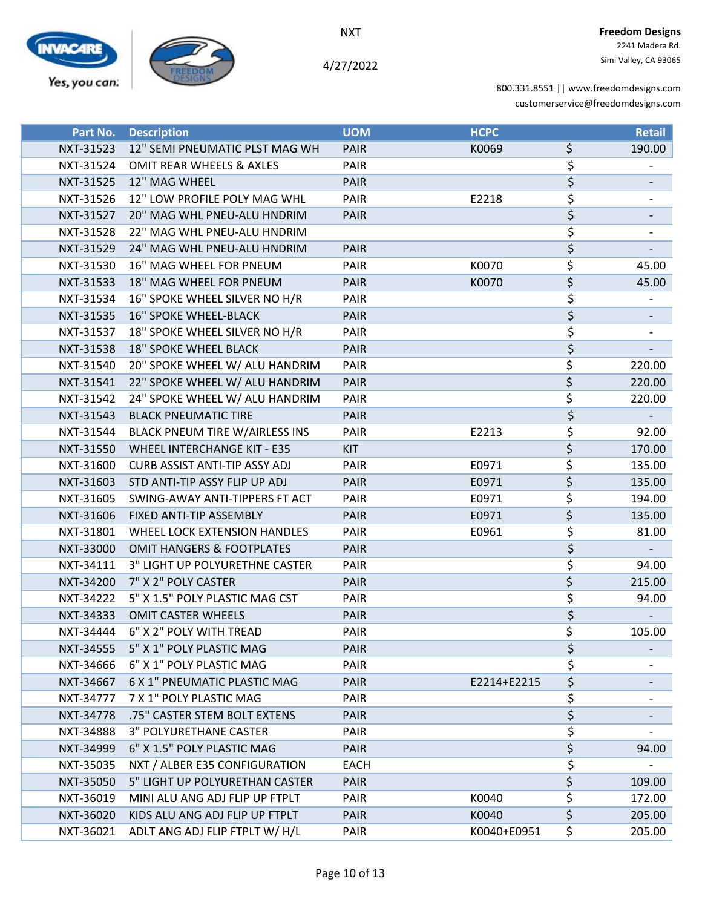NXT

4/27/2022

**Freedom Designs**
2241 Madera Rd.
Simi Valley, CA 93065

800.331.8551 || www.freedomdesigns.com
customerservice@freedomdesigns.com

| Part No. | Description | UOM | HCPC | | Retail |
|---|---|---|---|---|---|
| NXT-31523 | 12" SEMI PNEUMATIC PLST MAG WH | PAIR | K0069 | $ | 190.00 |
| NXT-31524 | OMIT REAR WHEELS & AXLES | PAIR | | $ | - |
| NXT-31525 | 12" MAG WHEEL | PAIR | | $ | - |
| NXT-31526 | 12" LOW PROFILE POLY MAG WHL | PAIR | E2218 | $ | - |
| NXT-31527 | 20" MAG WHL PNEU-ALU HNDRIM | PAIR | | $ | - |
| NXT-31528 | 22" MAG WHL PNEU-ALU HNDRIM | | | $ | - |
| NXT-31529 | 24" MAG WHL PNEU-ALU HNDRIM | PAIR | | $ | - |
| NXT-31530 | 16" MAG WHEEL FOR PNEUM | PAIR | K0070 | $ | 45.00 |
| NXT-31533 | 18" MAG WHEEL FOR PNEUM | PAIR | K0070 | $ | 45.00 |
| NXT-31534 | 16" SPOKE WHEEL SILVER NO H/R | PAIR | | $ | - |
| NXT-31535 | 16" SPOKE WHEEL-BLACK | PAIR | | $ | - |
| NXT-31537 | 18" SPOKE WHEEL SILVER NO H/R | PAIR | | $ | - |
| NXT-31538 | 18" SPOKE WHEEL BLACK | PAIR | | $ | - |
| NXT-31540 | 20" SPOKE WHEEL W/ ALU HANDRIM | PAIR | | $ | 220.00 |
| NXT-31541 | 22" SPOKE WHEEL W/ ALU HANDRIM | PAIR | | $ | 220.00 |
| NXT-31542 | 24" SPOKE WHEEL W/ ALU HANDRIM | PAIR | | $ | 220.00 |
| NXT-31543 | BLACK PNEUMATIC TIRE | PAIR | | $ | - |
| NXT-31544 | BLACK PNEUM TIRE W/AIRLESS INS | PAIR | E2213 | $ | 92.00 |
| NXT-31550 | WHEEL INTERCHANGE KIT - E35 | KIT | | $ | 170.00 |
| NXT-31600 | CURB ASSIST ANTI-TIP ASSY ADJ | PAIR | E0971 | $ | 135.00 |
| NXT-31603 | STD ANTI-TIP ASSY FLIP UP ADJ | PAIR | E0971 | $ | 135.00 |
| NXT-31605 | SWING-AWAY ANTI-TIPPERS FT ACT | PAIR | E0971 | $ | 194.00 |
| NXT-31606 | FIXED ANTI-TIP ASSEMBLY | PAIR | E0971 | $ | 135.00 |
| NXT-31801 | WHEEL LOCK EXTENSION HANDLES | PAIR | E0961 | $ | 81.00 |
| NXT-33000 | OMIT HANGERS & FOOTPLATES | PAIR | | $ | - |
| NXT-34111 | 3" LIGHT UP POLYURETHNE CASTER | PAIR | | $ | 94.00 |
| NXT-34200 | 7" X 2" POLY CASTER | PAIR | | $ | 215.00 |
| NXT-34222 | 5" X 1.5" POLY PLASTIC MAG CST | PAIR | | $ | 94.00 |
| NXT-34333 | OMIT CASTER WHEELS | PAIR | | $ | - |
| NXT-34444 | 6" X 2" POLY WITH TREAD | PAIR | | $ | 105.00 |
| NXT-34555 | 5" X 1" POLY PLASTIC MAG | PAIR | | $ | - |
| NXT-34666 | 6" X 1" POLY PLASTIC MAG | PAIR | | $ | - |
| NXT-34667 | 6 X 1" PNEUMATIC PLASTIC MAG | PAIR | E2214+E2215 | $ | - |
| NXT-34777 | 7 X 1" POLY PLASTIC MAG | PAIR | | $ | - |
| NXT-34778 | .75" CASTER STEM BOLT EXTENS | PAIR | | $ | - |
| NXT-34888 | 3" POLYURETHANE CASTER | PAIR | | $ | - |
| NXT-34999 | 6" X 1.5" POLY PLASTIC MAG | PAIR | | $ | 94.00 |
| NXT-35035 | NXT / ALBER E35 CONFIGURATION | EACH | | $ | - |
| NXT-35050 | 5" LIGHT UP POLYURETHAN CASTER | PAIR | | $ | 109.00 |
| NXT-36019 | MINI ALU ANG ADJ FLIP UP FTPLT | PAIR | K0040 | $ | 172.00 |
| NXT-36020 | KIDS ALU ANG ADJ FLIP UP FTPLT | PAIR | K0040 | $ | 205.00 |
| NXT-36021 | ADLT ANG ADJ FLIP FTPLT W/ H/L | PAIR | K0040+E0951 | $ | 205.00 |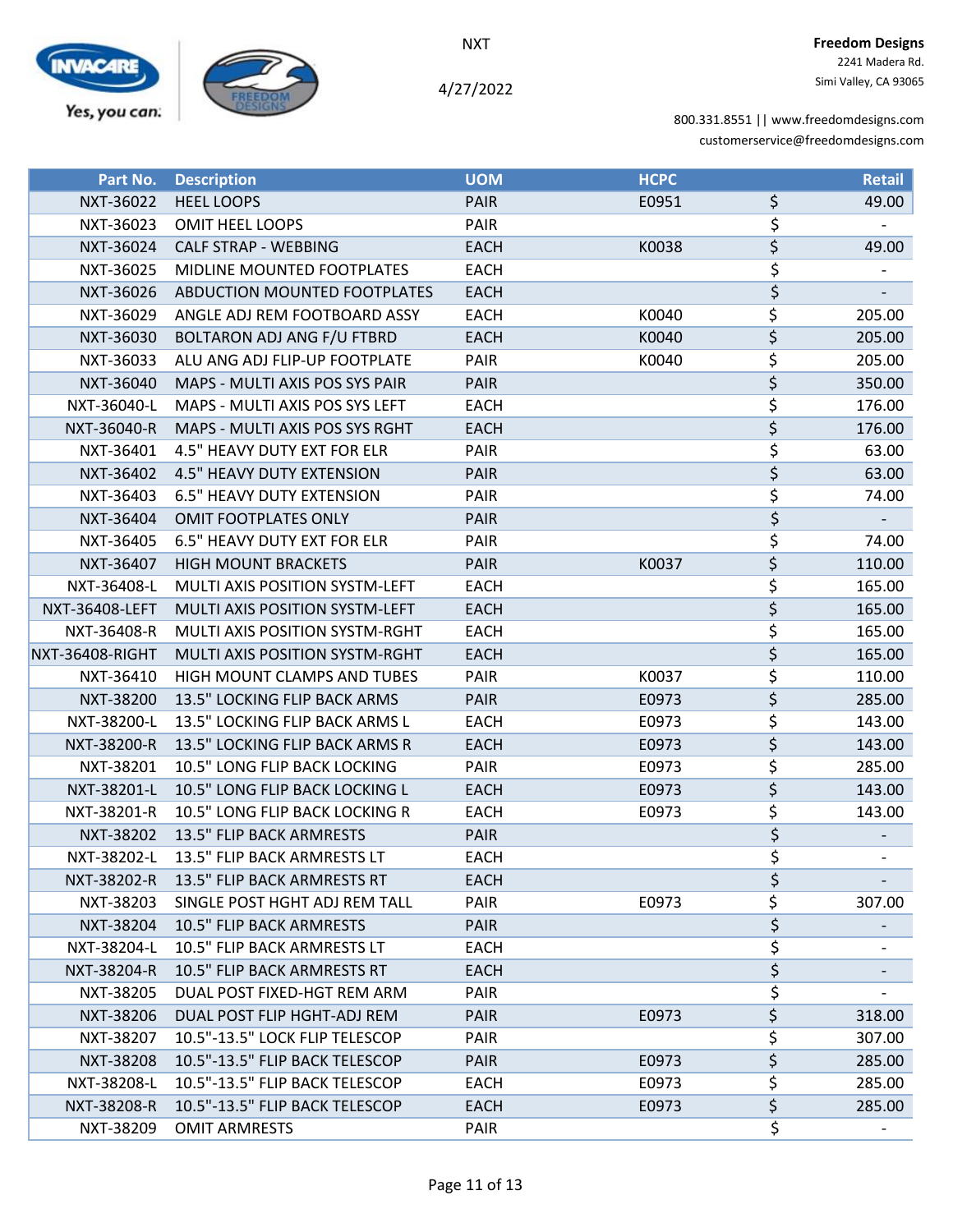NXT

4/27/2022

**Freedom Designs**
2241 Madera Rd.
Simi Valley, CA 93065

800.331.8551 || www.freedomdesigns.com
customerservice@freedomdesigns.com

| Part No. | Description | UOM | HCPC | | Retail |
|---|---|---|---|---|---|
| NXT-36022 | HEEL LOOPS | PAIR | E0951 | $ | 49.00 |
| NXT-36023 | OMIT HEEL LOOPS | PAIR | | $ | - |
| NXT-36024 | CALF STRAP - WEBBING | EACH | K0038 | $ | 49.00 |
| NXT-36025 | MIDLINE MOUNTED FOOTPLATES | EACH | | $ | - |
| NXT-36026 | ABDUCTION MOUNTED FOOTPLATES | EACH | | $ | - |
| NXT-36029 | ANGLE ADJ REM FOOTBOARD ASSY | EACH | K0040 | $ | 205.00 |
| NXT-36030 | BOLTARON ADJ ANG F/U FTBRD | EACH | K0040 | $ | 205.00 |
| NXT-36033 | ALU ANG ADJ FLIP-UP FOOTPLATE | PAIR | K0040 | $ | 205.00 |
| NXT-36040 | MAPS - MULTI AXIS POS SYS PAIR | PAIR | | $ | 350.00 |
| NXT-36040-L | MAPS - MULTI AXIS POS SYS LEFT | EACH | | $ | 176.00 |
| NXT-36040-R | MAPS - MULTI AXIS POS SYS RGHT | EACH | | $ | 176.00 |
| NXT-36401 | 4.5" HEAVY DUTY EXT FOR ELR | PAIR | | $ | 63.00 |
| NXT-36402 | 4.5" HEAVY DUTY EXTENSION | PAIR | | $ | 63.00 |
| NXT-36403 | 6.5" HEAVY DUTY EXTENSION | PAIR | | $ | 74.00 |
| NXT-36404 | OMIT FOOTPLATES ONLY | PAIR | | $ | - |
| NXT-36405 | 6.5" HEAVY DUTY EXT FOR ELR | PAIR | | $ | 74.00 |
| NXT-36407 | HIGH MOUNT BRACKETS | PAIR | K0037 | $ | 110.00 |
| NXT-36408-L | MULTI AXIS POSITION SYSTM-LEFT | EACH | | $ | 165.00 |
| NXT-36408-LEFT | MULTI AXIS POSITION SYSTM-LEFT | EACH | | $ | 165.00 |
| NXT-36408-R | MULTI AXIS POSITION SYSTM-RGHT | EACH | | $ | 165.00 |
| NXT-36408-RIGHT | MULTI AXIS POSITION SYSTM-RGHT | EACH | | $ | 165.00 |
| NXT-36410 | HIGH MOUNT CLAMPS AND TUBES | PAIR | K0037 | $ | 110.00 |
| NXT-38200 | 13.5" LOCKING FLIP BACK ARMS | PAIR | E0973 | $ | 285.00 |
| NXT-38200-L | 13.5" LOCKING FLIP BACK ARMS L | EACH | E0973 | $ | 143.00 |
| NXT-38200-R | 13.5" LOCKING FLIP BACK ARMS R | EACH | E0973 | $ | 143.00 |
| NXT-38201 | 10.5" LONG FLIP BACK LOCKING | PAIR | E0973 | $ | 285.00 |
| NXT-38201-L | 10.5" LONG FLIP BACK LOCKING L | EACH | E0973 | $ | 143.00 |
| NXT-38201-R | 10.5" LONG FLIP BACK LOCKING R | EACH | E0973 | $ | 143.00 |
| NXT-38202 | 13.5" FLIP BACK ARMRESTS | PAIR | | $ | - |
| NXT-38202-L | 13.5" FLIP BACK ARMRESTS LT | EACH | | $ | - |
| NXT-38202-R | 13.5" FLIP BACK ARMRESTS RT | EACH | | $ | - |
| NXT-38203 | SINGLE POST HGHT ADJ REM TALL | PAIR | E0973 | $ | 307.00 |
| NXT-38204 | 10.5" FLIP BACK ARMRESTS | PAIR | | $ | - |
| NXT-38204-L | 10.5" FLIP BACK ARMRESTS LT | EACH | | $ | - |
| NXT-38204-R | 10.5" FLIP BACK ARMRESTS RT | EACH | | $ | - |
| NXT-38205 | DUAL POST FIXED-HGT REM ARM | PAIR | | $ | - |
| NXT-38206 | DUAL POST FLIP HGHT-ADJ REM | PAIR | E0973 | $ | 318.00 |
| NXT-38207 | 10.5"-13.5" LOCK FLIP TELESCOP | PAIR | | $ | 307.00 |
| NXT-38208 | 10.5"-13.5" FLIP BACK TELESCOP | PAIR | E0973 | $ | 285.00 |
| NXT-38208-L | 10.5"-13.5" FLIP BACK TELESCOP | EACH | E0973 | $ | 285.00 |
| NXT-38208-R | 10.5"-13.5" FLIP BACK TELESCOP | EACH | E0973 | $ | 285.00 |
| NXT-38209 | OMIT ARMRESTS | PAIR | | $ | - |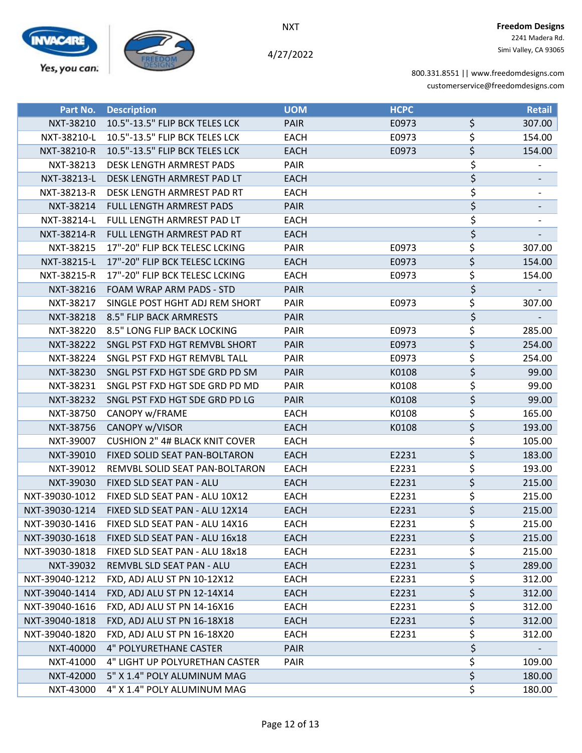NXT

4/27/2022

**Freedom Designs**
2241 Madera Rd.
Simi Valley, CA 93065

800.331.8551 || www.freedomdesigns.com
customerservice@freedomdesigns.com

| Part No. | Description | UOM | HCPC | | Retail |
|---|---|---|---|---|---|
| NXT-38210 | 10.5"-13.5" FLIP BCK TELES LCK | PAIR | E0973 | $ | 307.00 |
| NXT-38210-L | 10.5"-13.5" FLIP BCK TELES LCK | EACH | E0973 | $ | 154.00 |
| NXT-38210-R | 10.5"-13.5" FLIP BCK TELES LCK | EACH | E0973 | $ | 154.00 |
| NXT-38213 | DESK LENGTH ARMREST PADS | PAIR | | $ | - |
| NXT-38213-L | DESK LENGTH ARMREST PAD LT | EACH | | $ | - |
| NXT-38213-R | DESK LENGTH ARMREST PAD RT | EACH | | $ | - |
| NXT-38214 | FULL LENGTH ARMREST PADS | PAIR | | $ | - |
| NXT-38214-L | FULL LENGTH ARMREST PAD LT | EACH | | $ | - |
| NXT-38214-R | FULL LENGTH ARMREST PAD RT | EACH | | $ | - |
| NXT-38215 | 17"-20" FLIP BCK TELESC LCKING | PAIR | E0973 | $ | 307.00 |
| NXT-38215-L | 17"-20" FLIP BCK TELESC LCKING | EACH | E0973 | $ | 154.00 |
| NXT-38215-R | 17"-20" FLIP BCK TELESC LCKING | EACH | E0973 | $ | 154.00 |
| NXT-38216 | FOAM WRAP ARM PADS - STD | PAIR | | $ | - |
| NXT-38217 | SINGLE POST HGHT ADJ REM SHORT | PAIR | E0973 | $ | 307.00 |
| NXT-38218 | 8.5" FLIP BACK ARMRESTS | PAIR | | $ | - |
| NXT-38220 | 8.5" LONG FLIP BACK LOCKING | PAIR | E0973 | $ | 285.00 |
| NXT-38222 | SNGL PST FXD HGT REMVBL SHORT | PAIR | E0973 | $ | 254.00 |
| NXT-38224 | SNGL PST FXD HGT REMVBL TALL | PAIR | E0973 | $ | 254.00 |
| NXT-38230 | SNGL PST FXD HGT SDE GRD PD SM | PAIR | K0108 | $ | 99.00 |
| NXT-38231 | SNGL PST FXD HGT SDE GRD PD MD | PAIR | K0108 | $ | 99.00 |
| NXT-38232 | SNGL PST FXD HGT SDE GRD PD LG | PAIR | K0108 | $ | 99.00 |
| NXT-38750 | CANOPY w/FRAME | EACH | K0108 | $ | 165.00 |
| NXT-38756 | CANOPY w/VISOR | EACH | K0108 | $ | 193.00 |
| NXT-39007 | CUSHION 2" 4# BLACK KNIT COVER | EACH | | $ | 105.00 |
| NXT-39010 | FIXED SOLID SEAT PAN-BOLTARON | EACH | E2231 | $ | 183.00 |
| NXT-39012 | REMVBL SOLID SEAT PAN-BOLTARON | EACH | E2231 | $ | 193.00 |
| NXT-39030 | FIXED SLD SEAT PAN - ALU | EACH | E2231 | $ | 215.00 |
| NXT-39030-1012 | FIXED SLD SEAT PAN - ALU 10X12 | EACH | E2231 | $ | 215.00 |
| NXT-39030-1214 | FIXED SLD SEAT PAN - ALU 12X14 | EACH | E2231 | $ | 215.00 |
| NXT-39030-1416 | FIXED SLD SEAT PAN - ALU 14X16 | EACH | E2231 | $ | 215.00 |
| NXT-39030-1618 | FIXED SLD SEAT PAN - ALU 16x18 | EACH | E2231 | $ | 215.00 |
| NXT-39030-1818 | FIXED SLD SEAT PAN - ALU 18x18 | EACH | E2231 | $ | 215.00 |
| NXT-39032 | REMVBL SLD SEAT PAN - ALU | EACH | E2231 | $ | 289.00 |
| NXT-39040-1212 | FXD, ADJ ALU ST PN 10-12X12 | EACH | E2231 | $ | 312.00 |
| NXT-39040-1414 | FXD, ADJ ALU ST PN 12-14X14 | EACH | E2231 | $ | 312.00 |
| NXT-39040-1616 | FXD, ADJ ALU ST PN 14-16X16 | EACH | E2231 | $ | 312.00 |
| NXT-39040-1818 | FXD, ADJ ALU ST PN 16-18X18 | EACH | E2231 | $ | 312.00 |
| NXT-39040-1820 | FXD, ADJ ALU ST PN 16-18X20 | EACH | E2231 | $ | 312.00 |
| NXT-40000 | 4" POLYURETHANE CASTER | PAIR | | $ | - |
| NXT-41000 | 4" LIGHT UP POLYURETHAN CASTER | PAIR | | $ | 109.00 |
| NXT-42000 | 5" X 1.4" POLY ALUMINUM MAG | | | $ | 180.00 |
| NXT-43000 | 4" X 1.4" POLY ALUMINUM MAG | | | $ | 180.00 |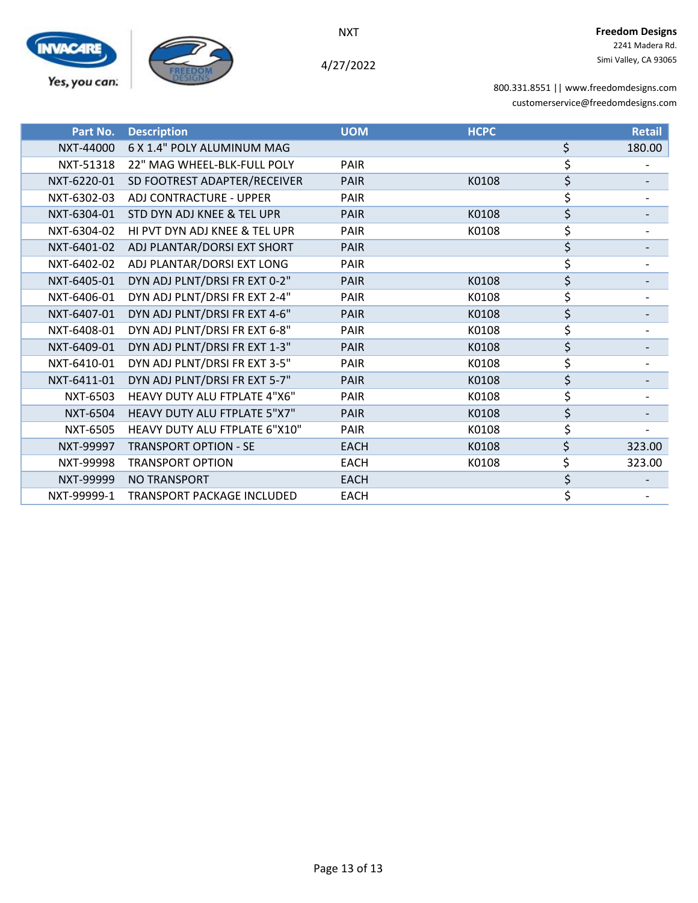NXT

4/27/2022

**Freedom Designs**
2241 Madera Rd.
Simi Valley, CA 93065

800.331.8551 || www.freedomdesigns.com
customerservice@freedomdesigns.com

| Part No. | Description | UOM | HCPC | Retail |
|---|---|---|---|---|
| NXT-44000 | 6 X 1.4" POLY ALUMINUM MAG | | | $ 180.00 |
| NXT-51318 | 22" MAG WHEEL-BLK-FULL POLY | PAIR | | $ - |
| NXT-6220-01 | SD FOOTREST ADAPTER/RECEIVER | PAIR | K0108 | $ - |
| NXT-6302-03 | ADJ CONTRACTURE - UPPER | PAIR | | $ - |
| NXT-6304-01 | STD DYN ADJ KNEE & TEL UPR | PAIR | K0108 | $ - |
| NXT-6304-02 | HI PVT DYN ADJ KNEE & TEL UPR | PAIR | K0108 | $ - |
| NXT-6401-02 | ADJ PLANTAR/DORSI EXT SHORT | PAIR | | $ - |
| NXT-6402-02 | ADJ PLANTAR/DORSI EXT LONG | PAIR | | $ - |
| NXT-6405-01 | DYN ADJ PLNT/DRSI FR EXT 0-2" | PAIR | K0108 | $ - |
| NXT-6406-01 | DYN ADJ PLNT/DRSI FR EXT 2-4" | PAIR | K0108 | $ - |
| NXT-6407-01 | DYN ADJ PLNT/DRSI FR EXT 4-6" | PAIR | K0108 | $ - |
| NXT-6408-01 | DYN ADJ PLNT/DRSI FR EXT 6-8" | PAIR | K0108 | $ - |
| NXT-6409-01 | DYN ADJ PLNT/DRSI FR EXT 1-3" | PAIR | K0108 | $ - |
| NXT-6410-01 | DYN ADJ PLNT/DRSI FR EXT 3-5" | PAIR | K0108 | $ - |
| NXT-6411-01 | DYN ADJ PLNT/DRSI FR EXT 5-7" | PAIR | K0108 | $ - |
| NXT-6503 | HEAVY DUTY ALU FTPLATE 4"X6" | PAIR | K0108 | $ - |
| NXT-6504 | HEAVY DUTY ALU FTPLATE 5"X7" | PAIR | K0108 | $ - |
| NXT-6505 | HEAVY DUTY ALU FTPLATE 6"X10" | PAIR | K0108 | $ - |
| NXT-99997 | TRANSPORT OPTION - SE | EACH | K0108 | $ 323.00 |
| NXT-99998 | TRANSPORT OPTION | EACH | K0108 | $ 323.00 |
| NXT-99999 | NO TRANSPORT | EACH | | $ - |
| NXT-99999-1 | TRANSPORT PACKAGE INCLUDED | EACH | | $ - |